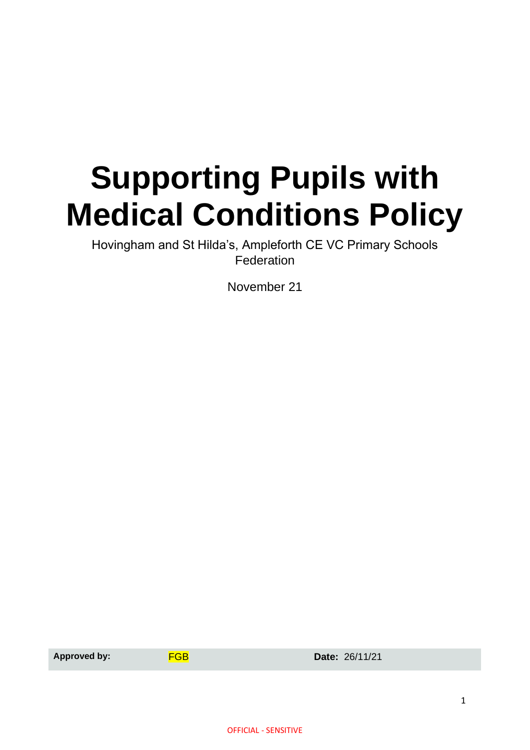# Supporting Pupils with Medical Conditions Policy

Hovingham and St Hilda's, Ampleforth CE VC Primary Schools Federation

November 21

| **Approved by:** | FGB | **Date:** 26/11/21 |
| --- | --- | --- |

OFFICIAL - SENSITIVE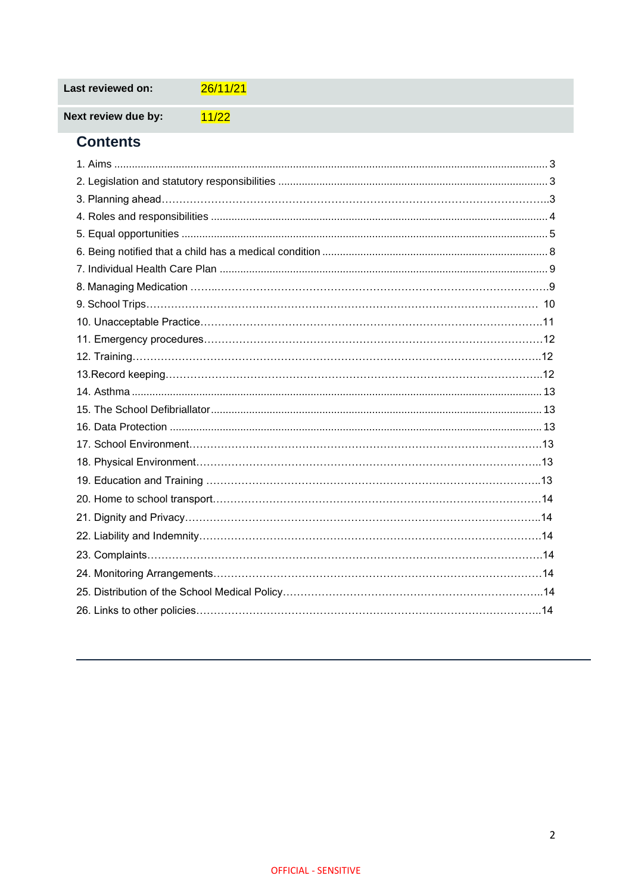| Last reviewed on: | 26/11/21 |
| --- | --- |
| Next review due by: | 11/22 |

## Contents

1. Aims ... 3
2. Legislation and statutory responsibilities ... 3
3. Planning ahead ... 3
4. Roles and responsibilities ... 4
5. Equal opportunities ... 5
6. Being notified that a child has a medical condition ... 8
7. Individual Health Care Plan ... 9
8. Managing Medication ... 9
9. School Trips ... 10
10. Unacceptable Practice ... 11
11. Emergency procedures ... 12
12. Training ... 12
13. Record keeping ... 12
14. Asthma ... 13
15. The School Defibriallator ... 13
16. Data Protection ... 13
17. School Environment ... 13
18. Physical Environment ... 13
19. Education and Training ... 13
20. Home to school transport ... 14
21. Dignity and Privacy ... 14
22. Liability and Indemnity ... 14
23. Complaints ... 14
24. Monitoring Arrangements ... 14
25. Distribution of the School Medical Policy ... 14
26. Links to other policies ... 14

OFFICIAL - SENSITIVE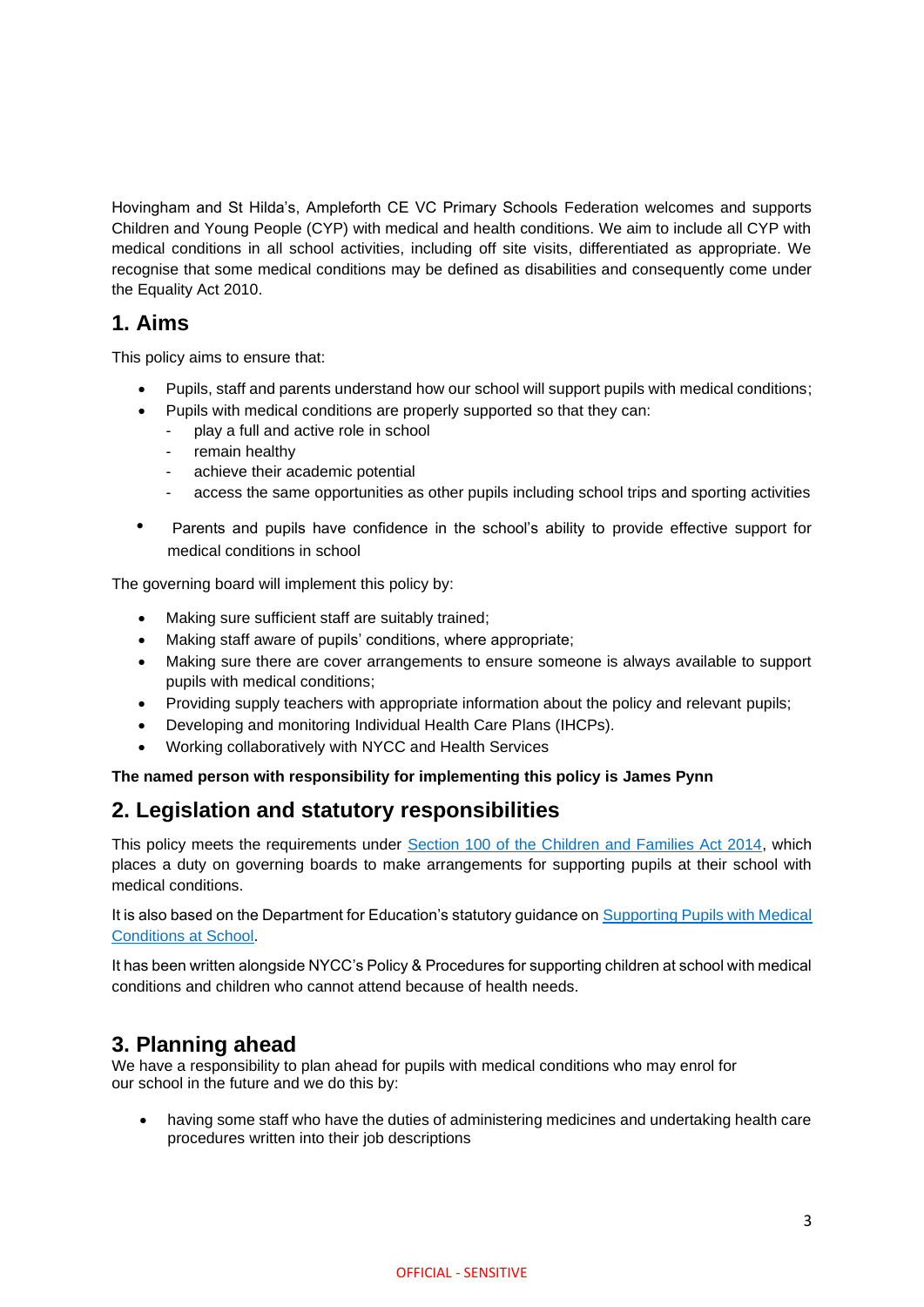Hovingham and St Hilda's, Ampleforth CE VC Primary Schools Federation welcomes and supports Children and Young People (CYP) with medical and health conditions. We aim to include all CYP with medical conditions in all school activities, including off site visits, differentiated as appropriate. We recognise that some medical conditions may be defined as disabilities and consequently come under the Equality Act 2010.

## 1. Aims

This policy aims to ensure that:

- Pupils, staff and parents understand how our school will support pupils with medical conditions;
- Pupils with medical conditions are properly supported so that they can:
  - play a full and active role in school
  - remain healthy
  - achieve their academic potential
  - access the same opportunities as other pupils including school trips and sporting activities
- Parents and pupils have confidence in the school's ability to provide effective support for medical conditions in school

The governing board will implement this policy by:

- Making sure sufficient staff are suitably trained;
- Making staff aware of pupils' conditions, where appropriate;
- Making sure there are cover arrangements to ensure someone is always available to support pupils with medical conditions;
- Providing supply teachers with appropriate information about the policy and relevant pupils;
- Developing and monitoring Individual Health Care Plans (IHCPs).
- Working collaboratively with NYCC and Health Services

**The named person with responsibility for implementing this policy is James Pynn**

## 2. Legislation and statutory responsibilities

This policy meets the requirements under Section 100 of the Children and Families Act 2014, which places a duty on governing boards to make arrangements for supporting pupils at their school with medical conditions.

It is also based on the Department for Education's statutory guidance on Supporting Pupils with Medical Conditions at School.

It has been written alongside NYCC's Policy & Procedures for supporting children at school with medical conditions and children who cannot attend because of health needs.

## 3. Planning ahead

We have a responsibility to plan ahead for pupils with medical conditions who may enrol for our school in the future and we do this by:

- having some staff who have the duties of administering medicines and undertaking health care procedures written into their job descriptions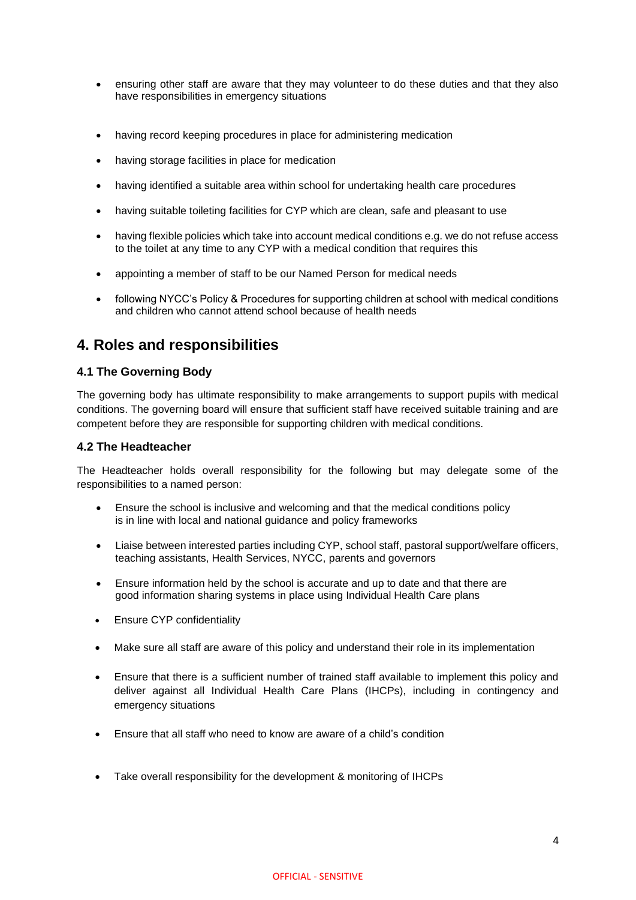- ensuring other staff are aware that they may volunteer to do these duties and that they also have responsibilities in emergency situations
- having record keeping procedures in place for administering medication
- having storage facilities in place for medication
- having identified a suitable area within school for undertaking health care procedures
- having suitable toileting facilities for CYP which are clean, safe and pleasant to use
- having flexible policies which take into account medical conditions e.g. we do not refuse access to the toilet at any time to any CYP with a medical condition that requires this
- appointing a member of staff to be our Named Person for medical needs
- following NYCC's Policy & Procedures for supporting children at school with medical conditions and children who cannot attend school because of health needs

## 4. Roles and responsibilities

### 4.1 The Governing Body

The governing body has ultimate responsibility to make arrangements to support pupils with medical conditions. The governing board will ensure that sufficient staff have received suitable training and are competent before they are responsible for supporting children with medical conditions.

### 4.2 The Headteacher

The Headteacher holds overall responsibility for the following but may delegate some of the responsibilities to a named person:

- Ensure the school is inclusive and welcoming and that the medical conditions policy is in line with local and national guidance and policy frameworks
- Liaise between interested parties including CYP, school staff, pastoral support/welfare officers, teaching assistants, Health Services, NYCC, parents and governors
- Ensure information held by the school is accurate and up to date and that there are good information sharing systems in place using Individual Health Care plans
- Ensure CYP confidentiality
- Make sure all staff are aware of this policy and understand their role in its implementation
- Ensure that there is a sufficient number of trained staff available to implement this policy and deliver against all Individual Health Care Plans (IHCPs), including in contingency and emergency situations
- Ensure that all staff who need to know are aware of a child's condition
- Take overall responsibility for the development & monitoring of IHCPs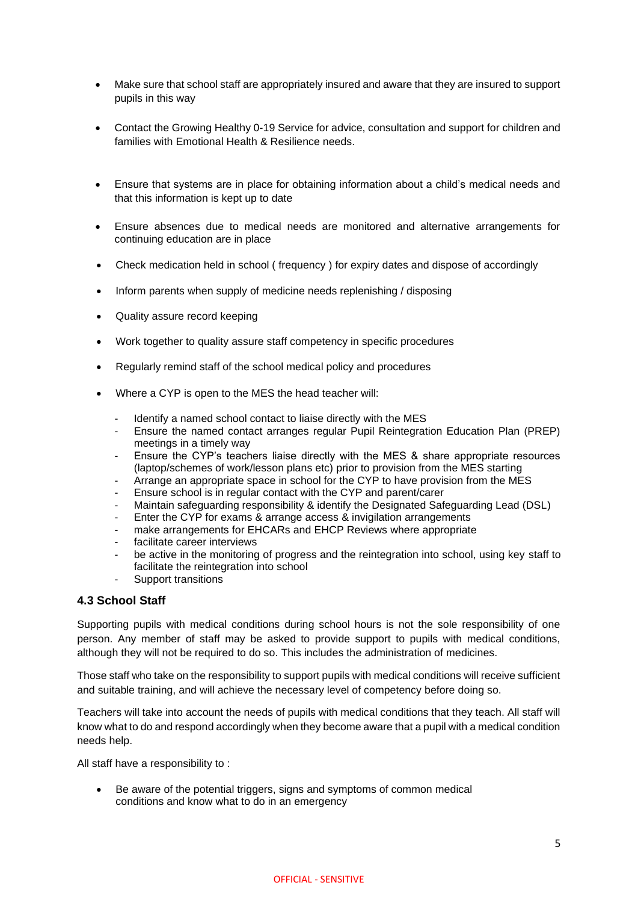- Make sure that school staff are appropriately insured and aware that they are insured to support pupils in this way
- Contact the Growing Healthy 0-19 Service for advice, consultation and support for children and families with Emotional Health & Resilience needs.
- Ensure that systems are in place for obtaining information about a child's medical needs and that this information is kept up to date
- Ensure absences due to medical needs are monitored and alternative arrangements for continuing education are in place
- Check medication held in school ( frequency ) for expiry dates and dispose of accordingly
- Inform parents when supply of medicine needs replenishing / disposing
- Quality assure record keeping
- Work together to quality assure staff competency in specific procedures
- Regularly remind staff of the school medical policy and procedures
- Where a CYP is open to the MES the head teacher will:
  - Identify a named school contact to liaise directly with the MES
  - Ensure the named contact arranges regular Pupil Reintegration Education Plan (PREP) meetings in a timely way
  - Ensure the CYP's teachers liaise directly with the MES & share appropriate resources (laptop/schemes of work/lesson plans etc) prior to provision from the MES starting
  - Arrange an appropriate space in school for the CYP to have provision from the MES
  - Ensure school is in regular contact with the CYP and parent/carer
  - Maintain safeguarding responsibility & identify the Designated Safeguarding Lead (DSL)
  - Enter the CYP for exams & arrange access & invigilation arrangements
  - make arrangements for EHCARs and EHCP Reviews where appropriate
  - facilitate career interviews
  - be active in the monitoring of progress and the reintegration into school, using key staff to facilitate the reintegration into school
  - Support transitions

### 4.3 School Staff

Supporting pupils with medical conditions during school hours is not the sole responsibility of one person. Any member of staff may be asked to provide support to pupils with medical conditions, although they will not be required to do so. This includes the administration of medicines.

Those staff who take on the responsibility to support pupils with medical conditions will receive sufficient and suitable training, and will achieve the necessary level of competency before doing so.

Teachers will take into account the needs of pupils with medical conditions that they teach. All staff will know what to do and respond accordingly when they become aware that a pupil with a medical condition needs help.

All staff have a responsibility to :

- Be aware of the potential triggers, signs and symptoms of common medical conditions and know what to do in an emergency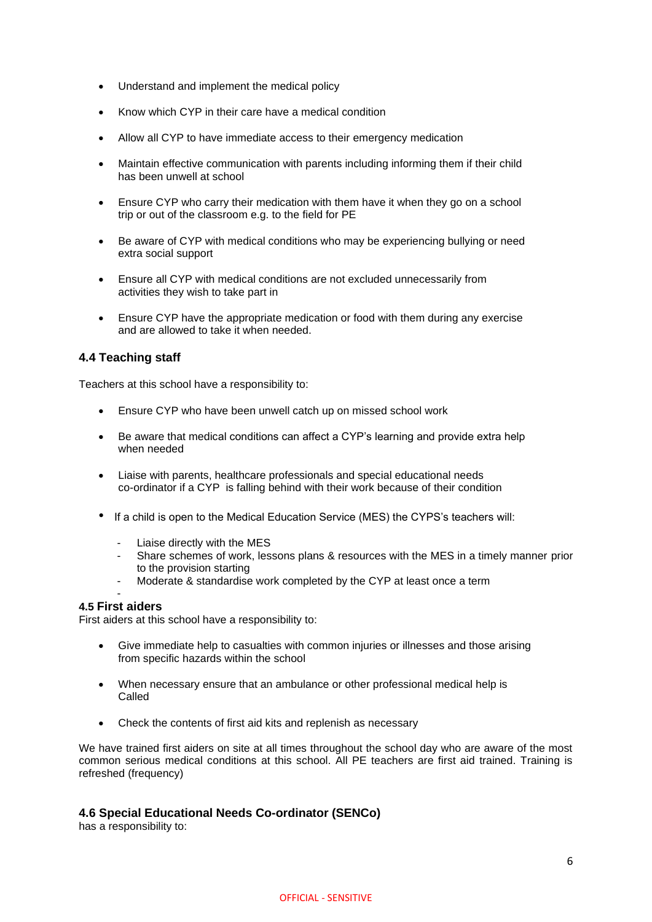- Understand and implement the medical policy
- Know which CYP in their care have a medical condition
- Allow all CYP to have immediate access to their emergency medication
- Maintain effective communication with parents including informing them if their child has been unwell at school
- Ensure CYP who carry their medication with them have it when they go on a school trip or out of the classroom e.g. to the field for PE
- Be aware of CYP with medical conditions who may be experiencing bullying or need extra social support
- Ensure all CYP with medical conditions are not excluded unnecessarily from activities they wish to take part in
- Ensure CYP have the appropriate medication or food with them during any exercise and are allowed to take it when needed.

### 4.4 Teaching staff

Teachers at this school have a responsibility to:

- Ensure CYP who have been unwell catch up on missed school work
- Be aware that medical conditions can affect a CYP's learning and provide extra help when needed
- Liaise with parents, healthcare professionals and special educational needs co-ordinator if a CYP is falling behind with their work because of their condition
- If a child is open to the Medical Education Service (MES) the CYPS's teachers will:
  - Liaise directly with the MES
  - Share schemes of work, lessons plans & resources with the MES in a timely manner prior to the provision starting
  - Moderate & standardise work completed by the CYP at least once a term

### 4.5 First aiders

First aiders at this school have a responsibility to:

- Give immediate help to casualties with common injuries or illnesses and those arising from specific hazards within the school
- When necessary ensure that an ambulance or other professional medical help is Called
- Check the contents of first aid kits and replenish as necessary

We have trained first aiders on site at all times throughout the school day who are aware of the most common serious medical conditions at this school. All PE teachers are first aid trained. Training is refreshed (frequency)

### 4.6 Special Educational Needs Co-ordinator (SENCo)

has a responsibility to: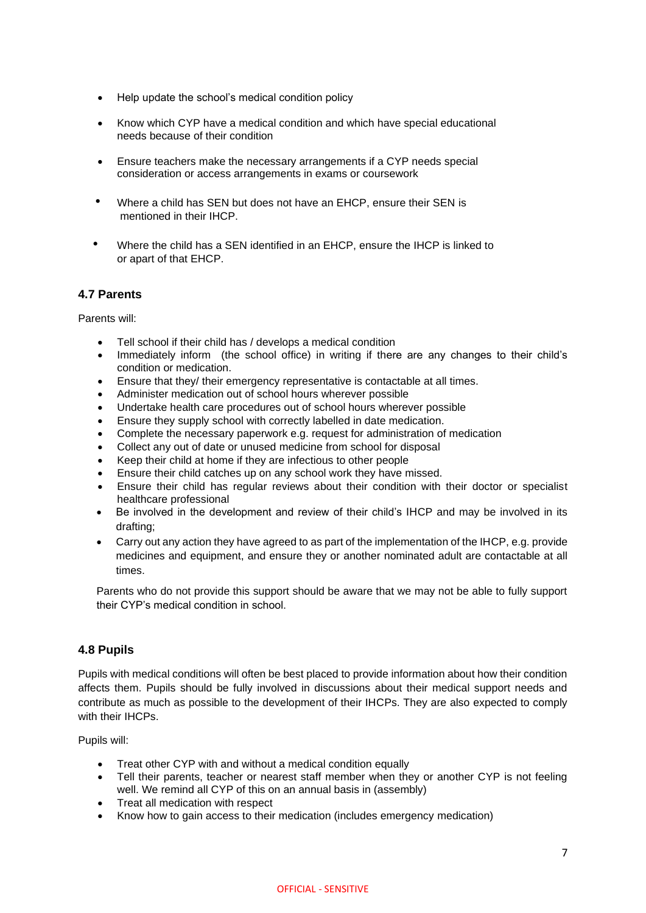- Help update the school's medical condition policy
- Know which CYP have a medical condition and which have special educational needs because of their condition
- Ensure teachers make the necessary arrangements if a CYP needs special consideration or access arrangements in exams or coursework
- Where a child has SEN but does not have an EHCP, ensure their SEN is mentioned in their IHCP.
- Where the child has a SEN identified in an EHCP, ensure the IHCP is linked to or apart of that EHCP.

### 4.7 Parents

Parents will:

- Tell school if their child has / develops a medical condition
- Immediately inform (the school office) in writing if there are any changes to their child's condition or medication.
- Ensure that they/ their emergency representative is contactable at all times.
- Administer medication out of school hours wherever possible
- Undertake health care procedures out of school hours wherever possible
- Ensure they supply school with correctly labelled in date medication.
- Complete the necessary paperwork e.g. request for administration of medication
- Collect any out of date or unused medicine from school for disposal
- Keep their child at home if they are infectious to other people
- Ensure their child catches up on any school work they have missed.
- Ensure their child has regular reviews about their condition with their doctor or specialist healthcare professional
- Be involved in the development and review of their child's IHCP and may be involved in its drafting;
- Carry out any action they have agreed to as part of the implementation of the IHCP, e.g. provide medicines and equipment, and ensure they or another nominated adult are contactable at all times.

Parents who do not provide this support should be aware that we may not be able to fully support their CYP's medical condition in school.

### 4.8 Pupils

Pupils with medical conditions will often be best placed to provide information about how their condition affects them. Pupils should be fully involved in discussions about their medical support needs and contribute as much as possible to the development of their IHCPs. They are also expected to comply with their IHCPs.

Pupils will:

- Treat other CYP with and without a medical condition equally
- Tell their parents, teacher or nearest staff member when they or another CYP is not feeling well. We remind all CYP of this on an annual basis in (assembly)
- Treat all medication with respect
- Know how to gain access to their medication (includes emergency medication)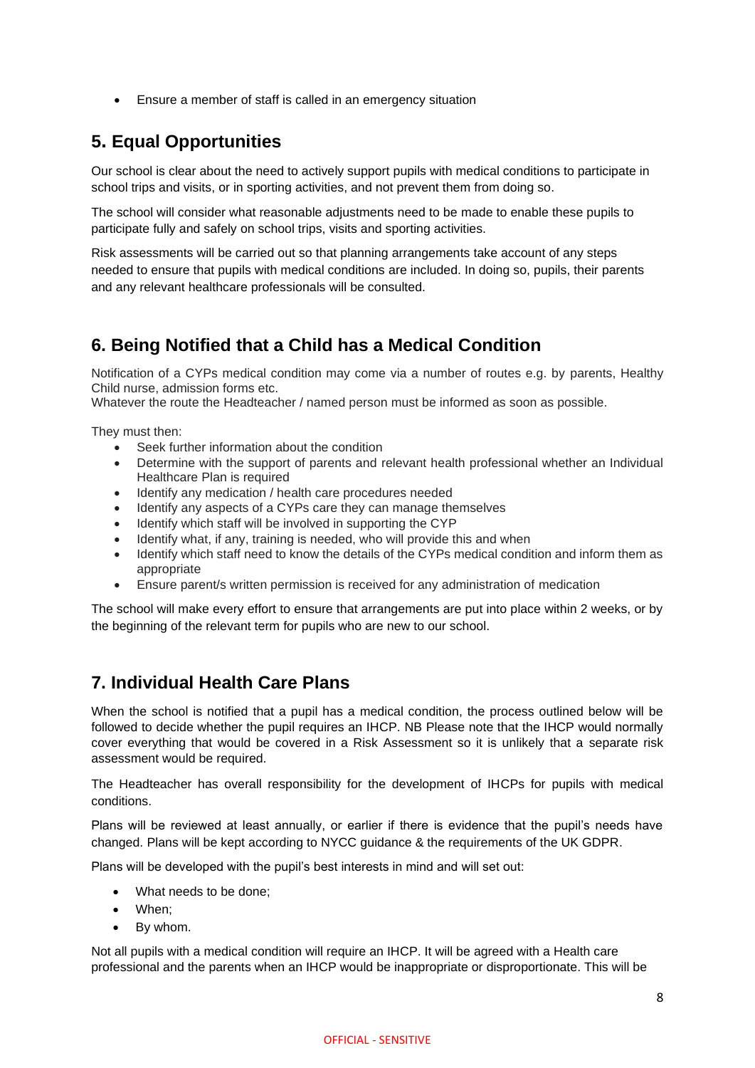- Ensure a member of staff is called in an emergency situation

## 5. Equal Opportunities

Our school is clear about the need to actively support pupils with medical conditions to participate in school trips and visits, or in sporting activities, and not prevent them from doing so.

The school will consider what reasonable adjustments need to be made to enable these pupils to participate fully and safely on school trips, visits and sporting activities.

Risk assessments will be carried out so that planning arrangements take account of any steps needed to ensure that pupils with medical conditions are included. In doing so, pupils, their parents and any relevant healthcare professionals will be consulted.

## 6. Being Notified that a Child has a Medical Condition

Notification of a CYPs medical condition may come via a number of routes e.g. by parents, Healthy Child nurse, admission forms etc.
Whatever the route the Headteacher / named person must be informed as soon as possible.

They must then:

- Seek further information about the condition
- Determine with the support of parents and relevant health professional whether an Individual Healthcare Plan is required
- Identify any medication / health care procedures needed
- Identify any aspects of a CYPs care they can manage themselves
- Identify which staff will be involved in supporting the CYP
- Identify what, if any, training is needed, who will provide this and when
- Identify which staff need to know the details of the CYPs medical condition and inform them as appropriate
- Ensure parent/s written permission is received for any administration of medication

The school will make every effort to ensure that arrangements are put into place within 2 weeks, or by the beginning of the relevant term for pupils who are new to our school.

## 7. Individual Health Care Plans

When the school is notified that a pupil has a medical condition, the process outlined below will be followed to decide whether the pupil requires an IHCP. NB Please note that the IHCP would normally cover everything that would be covered in a Risk Assessment so it is unlikely that a separate risk assessment would be required.

The Headteacher has overall responsibility for the development of IHCPs for pupils with medical conditions.

Plans will be reviewed at least annually, or earlier if there is evidence that the pupil's needs have changed. Plans will be kept according to NYCC guidance & the requirements of the UK GDPR.

Plans will be developed with the pupil's best interests in mind and will set out:

- What needs to be done;
- When;
- By whom.

Not all pupils with a medical condition will require an IHCP. It will be agreed with a Health care professional and the parents when an IHCP would be inappropriate or disproportionate. This will be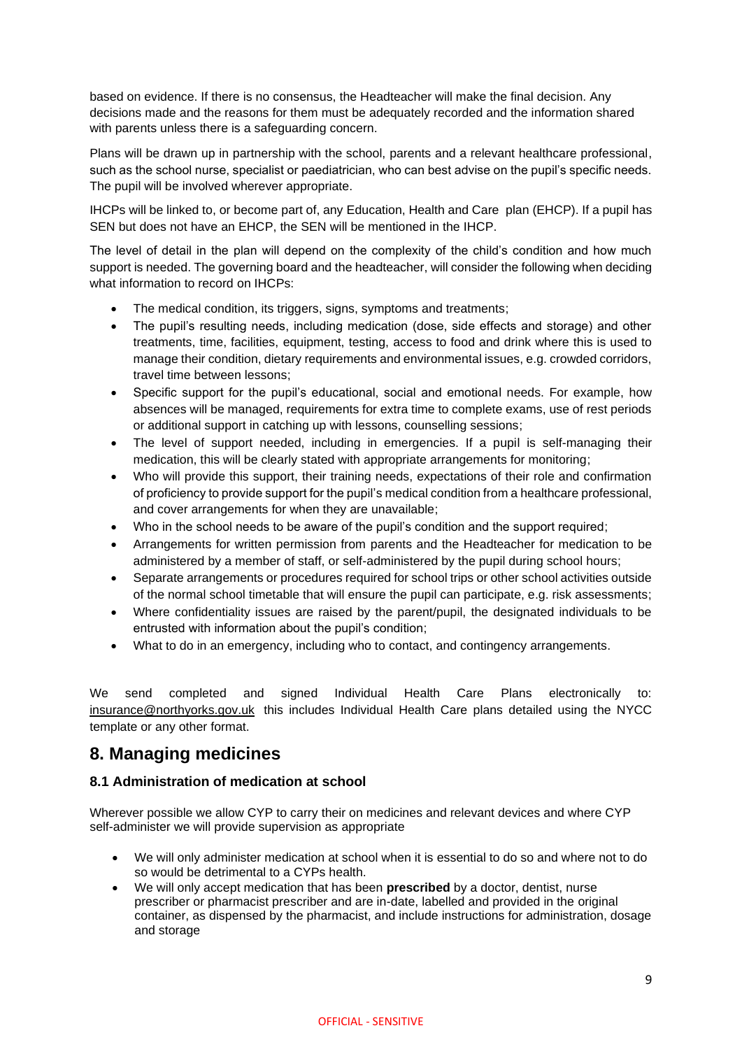based on evidence. If there is no consensus, the Headteacher will make the final decision. Any decisions made and the reasons for them must be adequately recorded and the information shared with parents unless there is a safeguarding concern.

Plans will be drawn up in partnership with the school, parents and a relevant healthcare professional, such as the school nurse, specialist or paediatrician, who can best advise on the pupil's specific needs. The pupil will be involved wherever appropriate.

IHCPs will be linked to, or become part of, any Education, Health and Care plan (EHCP). If a pupil has SEN but does not have an EHCP, the SEN will be mentioned in the IHCP.

The level of detail in the plan will depend on the complexity of the child's condition and how much support is needed. The governing board and the headteacher, will consider the following when deciding what information to record on IHCPs:

- The medical condition, its triggers, signs, symptoms and treatments;
- The pupil's resulting needs, including medication (dose, side effects and storage) and other treatments, time, facilities, equipment, testing, access to food and drink where this is used to manage their condition, dietary requirements and environmental issues, e.g. crowded corridors, travel time between lessons;
- Specific support for the pupil's educational, social and emotional needs. For example, how absences will be managed, requirements for extra time to complete exams, use of rest periods or additional support in catching up with lessons, counselling sessions;
- The level of support needed, including in emergencies. If a pupil is self-managing their medication, this will be clearly stated with appropriate arrangements for monitoring;
- Who will provide this support, their training needs, expectations of their role and confirmation of proficiency to provide support for the pupil's medical condition from a healthcare professional, and cover arrangements for when they are unavailable;
- Who in the school needs to be aware of the pupil's condition and the support required;
- Arrangements for written permission from parents and the Headteacher for medication to be administered by a member of staff, or self-administered by the pupil during school hours;
- Separate arrangements or procedures required for school trips or other school activities outside of the normal school timetable that will ensure the pupil can participate, e.g. risk assessments;
- Where confidentiality issues are raised by the parent/pupil, the designated individuals to be entrusted with information about the pupil's condition;
- What to do in an emergency, including who to contact, and contingency arrangements.

We send completed and signed Individual Health Care Plans electronically to: insurance@northyorks.gov.uk this includes Individual Health Care plans detailed using the NYCC template or any other format.

## 8. Managing medicines

### 8.1 Administration of medication at school

Wherever possible we allow CYP to carry their on medicines and relevant devices and where CYP self-administer we will provide supervision as appropriate

- We will only administer medication at school when it is essential to do so and where not to do so would be detrimental to a CYPs health.
- We will only accept medication that has been **prescribed** by a doctor, dentist, nurse prescriber or pharmacist prescriber and are in-date, labelled and provided in the original container, as dispensed by the pharmacist, and include instructions for administration, dosage and storage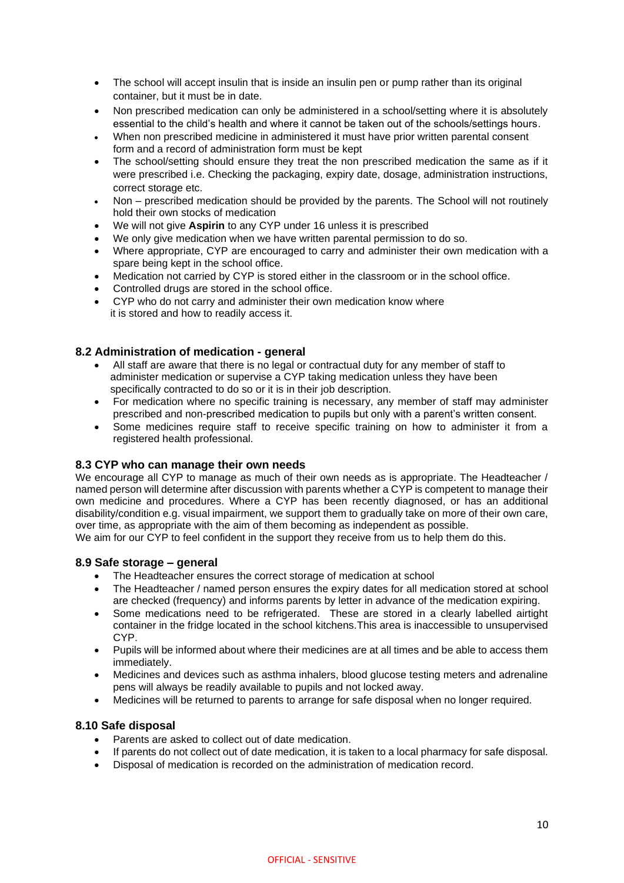- The school will accept insulin that is inside an insulin pen or pump rather than its original container, but it must be in date.
- Non prescribed medication can only be administered in a school/setting where it is absolutely essential to the child's health and where it cannot be taken out of the schools/settings hours.
- When non prescribed medicine in administered it must have prior written parental consent form and a record of administration form must be kept
- The school/setting should ensure they treat the non prescribed medication the same as if it were prescribed i.e. Checking the packaging, expiry date, dosage, administration instructions, correct storage etc.
- Non – prescribed medication should be provided by the parents. The School will not routinely hold their own stocks of medication
- We will not give **Aspirin** to any CYP under 16 unless it is prescribed
- We only give medication when we have written parental permission to do so.
- Where appropriate, CYP are encouraged to carry and administer their own medication with a spare being kept in the school office.
- Medication not carried by CYP is stored either in the classroom or in the school office.
- Controlled drugs are stored in the school office.
- CYP who do not carry and administer their own medication know where it is stored and how to readily access it.

### 8.2 Administration of medication - general

- All staff are aware that there is no legal or contractual duty for any member of staff to administer medication or supervise a CYP taking medication unless they have been specifically contracted to do so or it is in their job description.
- For medication where no specific training is necessary, any member of staff may administer prescribed and non-prescribed medication to pupils but only with a parent's written consent.
- Some medicines require staff to receive specific training on how to administer it from a registered health professional.

### 8.3 CYP who can manage their own needs

We encourage all CYP to manage as much of their own needs as is appropriate. The Headteacher / named person will determine after discussion with parents whether a CYP is competent to manage their own medicine and procedures. Where a CYP has been recently diagnosed, or has an additional disability/condition e.g. visual impairment, we support them to gradually take on more of their own care, over time, as appropriate with the aim of them becoming as independent as possible.
We aim for our CYP to feel confident in the support they receive from us to help them do this.

### 8.9 Safe storage – general

- The Headteacher ensures the correct storage of medication at school
- The Headteacher / named person ensures the expiry dates for all medication stored at school are checked (frequency) and informs parents by letter in advance of the medication expiring.
- Some medications need to be refrigerated. These are stored in a clearly labelled airtight container in the fridge located in the school kitchens.This area is inaccessible to unsupervised CYP.
- Pupils will be informed about where their medicines are at all times and be able to access them immediately.
- Medicines and devices such as asthma inhalers, blood glucose testing meters and adrenaline pens will always be readily available to pupils and not locked away.
- Medicines will be returned to parents to arrange for safe disposal when no longer required.

### 8.10 Safe disposal

- Parents are asked to collect out of date medication.
- If parents do not collect out of date medication, it is taken to a local pharmacy for safe disposal.
- Disposal of medication is recorded on the administration of medication record.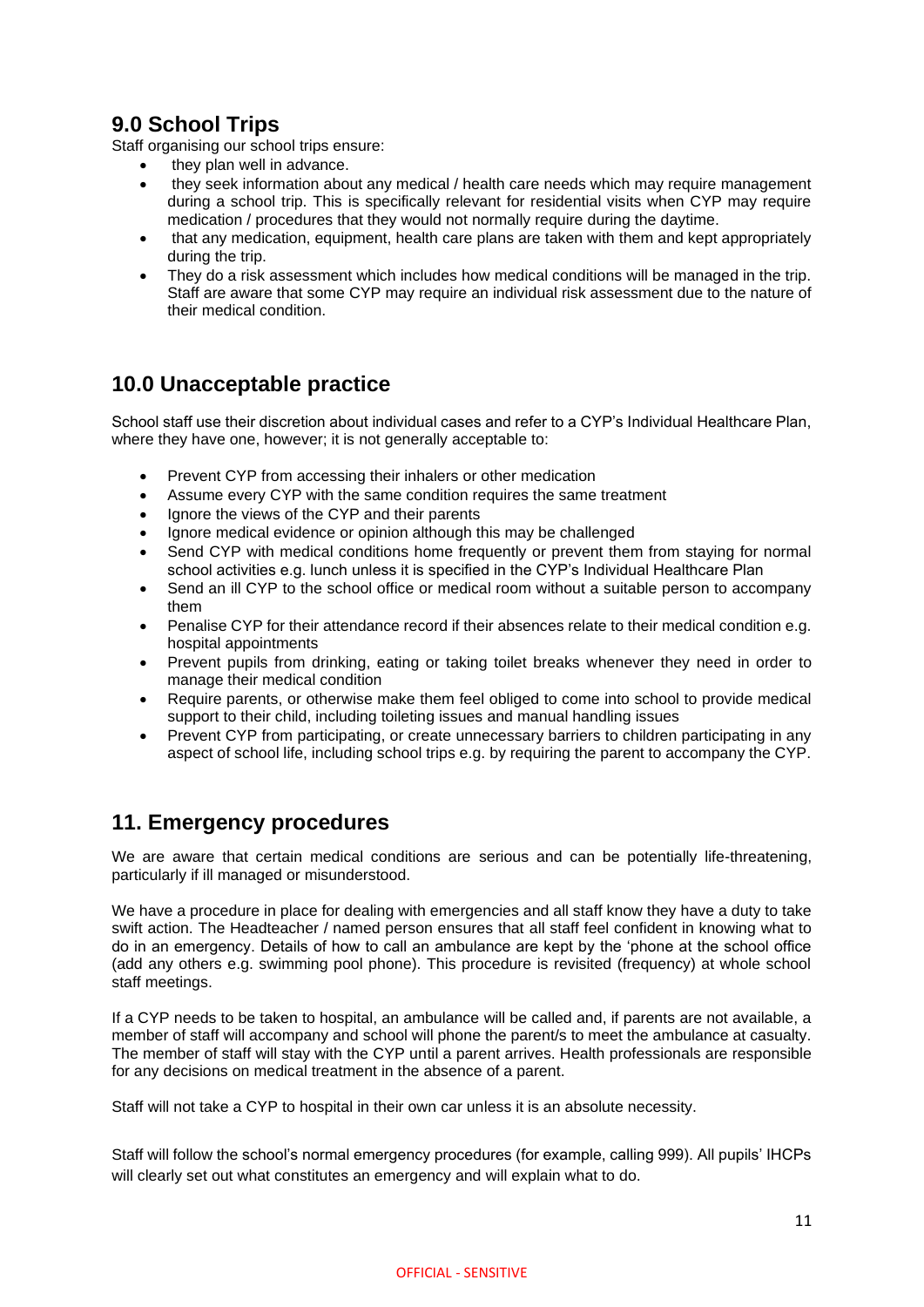## 9.0 School Trips

Staff organising our school trips ensure:

- they plan well in advance.
- they seek information about any medical / health care needs which may require management during a school trip. This is specifically relevant for residential visits when CYP may require medication / procedures that they would not normally require during the daytime.
- that any medication, equipment, health care plans are taken with them and kept appropriately during the trip.
- They do a risk assessment which includes how medical conditions will be managed in the trip. Staff are aware that some CYP may require an individual risk assessment due to the nature of their medical condition.

## 10.0 Unacceptable practice

School staff use their discretion about individual cases and refer to a CYP's Individual Healthcare Plan, where they have one, however; it is not generally acceptable to:

- Prevent CYP from accessing their inhalers or other medication
- Assume every CYP with the same condition requires the same treatment
- Ignore the views of the CYP and their parents
- Ignore medical evidence or opinion although this may be challenged
- Send CYP with medical conditions home frequently or prevent them from staying for normal school activities e.g. lunch unless it is specified in the CYP's Individual Healthcare Plan
- Send an ill CYP to the school office or medical room without a suitable person to accompany them
- Penalise CYP for their attendance record if their absences relate to their medical condition e.g. hospital appointments
- Prevent pupils from drinking, eating or taking toilet breaks whenever they need in order to manage their medical condition
- Require parents, or otherwise make them feel obliged to come into school to provide medical support to their child, including toileting issues and manual handling issues
- Prevent CYP from participating, or create unnecessary barriers to children participating in any aspect of school life, including school trips e.g. by requiring the parent to accompany the CYP.

## 11. Emergency procedures

We are aware that certain medical conditions are serious and can be potentially life-threatening, particularly if ill managed or misunderstood.

We have a procedure in place for dealing with emergencies and all staff know they have a duty to take swift action. The Headteacher / named person ensures that all staff feel confident in knowing what to do in an emergency. Details of how to call an ambulance are kept by the 'phone at the school office (add any others e.g. swimming pool phone). This procedure is revisited (frequency) at whole school staff meetings.

If a CYP needs to be taken to hospital, an ambulance will be called and, if parents are not available, a member of staff will accompany and school will phone the parent/s to meet the ambulance at casualty. The member of staff will stay with the CYP until a parent arrives. Health professionals are responsible for any decisions on medical treatment in the absence of a parent.

Staff will not take a CYP to hospital in their own car unless it is an absolute necessity.

Staff will follow the school's normal emergency procedures (for example, calling 999). All pupils' IHCPs will clearly set out what constitutes an emergency and will explain what to do.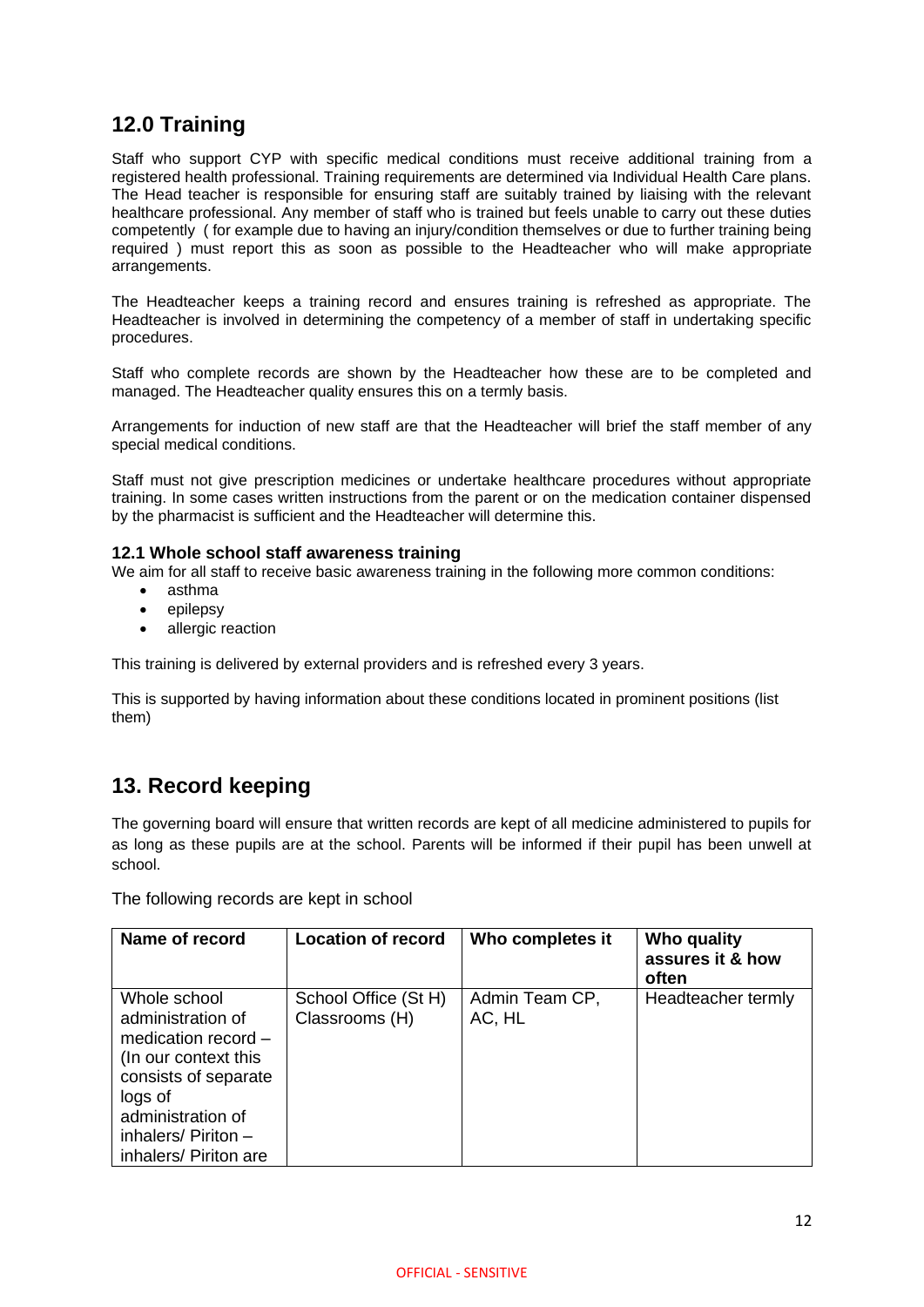## 12.0 Training

Staff who support CYP with specific medical conditions must receive additional training from a registered health professional. Training requirements are determined via Individual Health Care plans. The Head teacher is responsible for ensuring staff are suitably trained by liaising with the relevant healthcare professional. Any member of staff who is trained but feels unable to carry out these duties competently ( for example due to having an injury/condition themselves or due to further training being required ) must report this as soon as possible to the Headteacher who will make appropriate arrangements.

The Headteacher keeps a training record and ensures training is refreshed as appropriate. The Headteacher is involved in determining the competency of a member of staff in undertaking specific procedures.

Staff who complete records are shown by the Headteacher how these are to be completed and managed. The Headteacher quality ensures this on a termly basis.

Arrangements for induction of new staff are that the Headteacher will brief the staff member of any special medical conditions.

Staff must not give prescription medicines or undertake healthcare procedures without appropriate training. In some cases written instructions from the parent or on the medication container dispensed by the pharmacist is sufficient and the Headteacher will determine this.

### 12.1 Whole school staff awareness training

We aim for all staff to receive basic awareness training in the following more common conditions:

- asthma
- epilepsy
- allergic reaction

This training is delivered by external providers and is refreshed every 3 years.

This is supported by having information about these conditions located in prominent positions (list them)

## 13. Record keeping

The governing board will ensure that written records are kept of all medicine administered to pupils for as long as these pupils are at the school. Parents will be informed if their pupil has been unwell at school.

The following records are kept in school

| Name of record | Location of record | Who completes it | Who quality assures it & how often |
|---|---|---|---|
| Whole school administration of medication record – (In our context this consists of separate logs of administration of inhalers/ Piriton – inhalers/ Piriton are | School Office (St H) Classrooms (H) | Admin Team CP, AC, HL | Headteacher termly |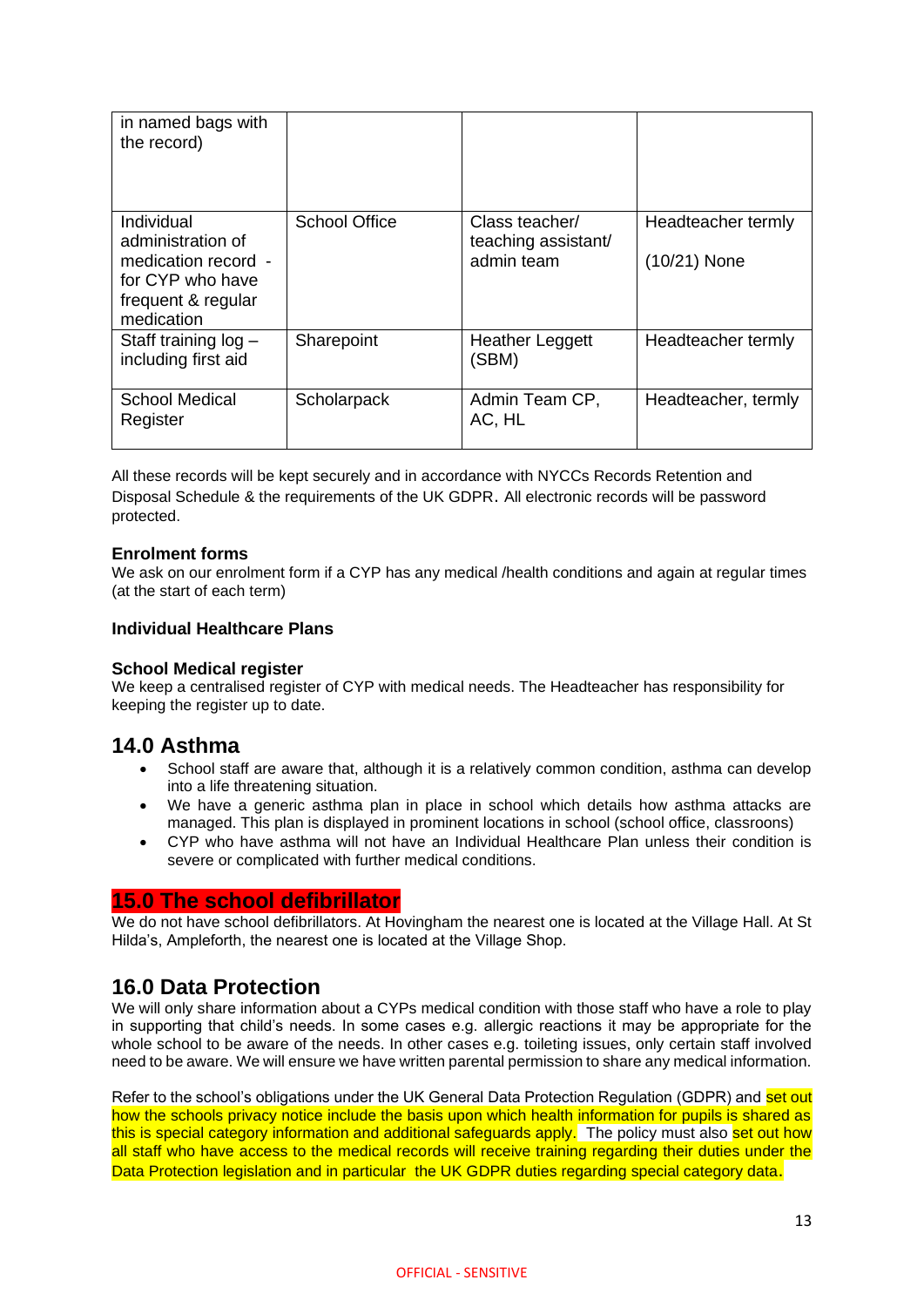| | | | |
|---|---|---|---|
| in named bags with the record) | | | |
| Individual administration of medication record - for CYP who have frequent & regular medication | School Office | Class teacher/ teaching assistant/ admin team | Headteacher termly<br><br>(10/21) None |
| Staff training log – including first aid | Sharepoint | Heather Leggett (SBM) | Headteacher termly |
| School Medical Register | Scholarpack | Admin Team CP, AC, HL | Headteacher, termly |

All these records will be kept securely and in accordance with NYCCs Records Retention and Disposal Schedule & the requirements of the UK GDPR. All electronic records will be password protected.

**Enrolment forms**
We ask on our enrolment form if a CYP has any medical /health conditions and again at regular times (at the start of each term)

**Individual Healthcare Plans**

**School Medical register**
We keep a centralised register of CYP with medical needs. The Headteacher has responsibility for keeping the register up to date.

## 14.0 Asthma

- School staff are aware that, although it is a relatively common condition, asthma can develop into a life threatening situation.
- We have a generic asthma plan in place in school which details how asthma attacks are managed. This plan is displayed in prominent locations in school (school office, classrooms)
- CYP who have asthma will not have an Individual Healthcare Plan unless their condition is severe or complicated with further medical conditions.

## 15.0 The school defibrillator

We do not have school defibrillators. At Hovingham the nearest one is located at the Village Hall. At St Hilda's, Ampleforth, the nearest one is located at the Village Shop.

## 16.0 Data Protection

We will only share information about a CYPs medical condition with those staff who have a role to play in supporting that child's needs. In some cases e.g. allergic reactions it may be appropriate for the whole school to be aware of the needs. In other cases e.g. toileting issues, only certain staff involved need to be aware. We will ensure we have written parental permission to share any medical information.

Refer to the school's obligations under the UK General Data Protection Regulation (GDPR) and set out how the schools privacy notice include the basis upon which health information for pupils is shared as this is special category information and additional safeguards apply. The policy must also set out how all staff who have access to the medical records will receive training regarding their duties under the Data Protection legislation and in particular the UK GDPR duties regarding special category data.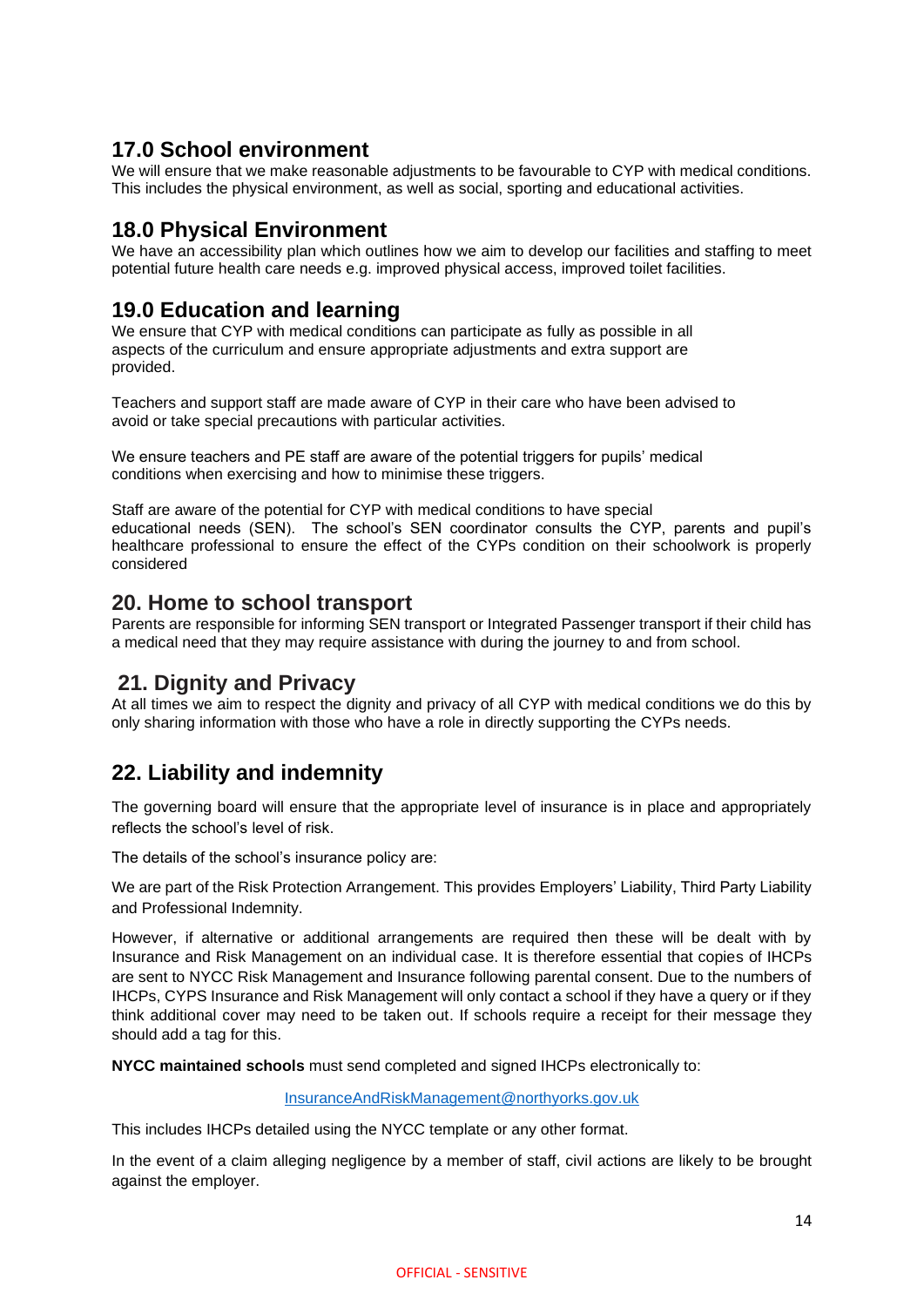## 17.0 School environment

We will ensure that we make reasonable adjustments to be favourable to CYP with medical conditions. This includes the physical environment, as well as social, sporting and educational activities.

## 18.0 Physical Environment

We have an accessibility plan which outlines how we aim to develop our facilities and staffing to meet potential future health care needs e.g. improved physical access, improved toilet facilities.

## 19.0 Education and learning

We ensure that CYP with medical conditions can participate as fully as possible in all aspects of the curriculum and ensure appropriate adjustments and extra support are provided.

Teachers and support staff are made aware of CYP in their care who have been advised to avoid or take special precautions with particular activities.

We ensure teachers and PE staff are aware of the potential triggers for pupils' medical conditions when exercising and how to minimise these triggers.

Staff are aware of the potential for CYP with medical conditions to have special educational needs (SEN). The school's SEN coordinator consults the CYP, parents and pupil's healthcare professional to ensure the effect of the CYPs condition on their schoolwork is properly considered

## 20. Home to school transport

Parents are responsible for informing SEN transport or Integrated Passenger transport if their child has a medical need that they may require assistance with during the journey to and from school.

## 21. Dignity and Privacy

At all times we aim to respect the dignity and privacy of all CYP with medical conditions we do this by only sharing information with those who have a role in directly supporting the CYPs needs.

## 22. Liability and indemnity

The governing board will ensure that the appropriate level of insurance is in place and appropriately reflects the school's level of risk.

The details of the school's insurance policy are:

We are part of the Risk Protection Arrangement. This provides Employers' Liability, Third Party Liability and Professional Indemnity.

However, if alternative or additional arrangements are required then these will be dealt with by Insurance and Risk Management on an individual case. It is therefore essential that copies of IHCPs are sent to NYCC Risk Management and Insurance following parental consent. Due to the numbers of IHCPs, CYPS Insurance and Risk Management will only contact a school if they have a query or if they think additional cover may need to be taken out. If schools require a receipt for their message they should add a tag for this.

**NYCC maintained schools** must send completed and signed IHCPs electronically to:

InsuranceAndRiskManagement@northyorks.gov.uk

This includes IHCPs detailed using the NYCC template or any other format.

In the event of a claim alleging negligence by a member of staff, civil actions are likely to be brought against the employer.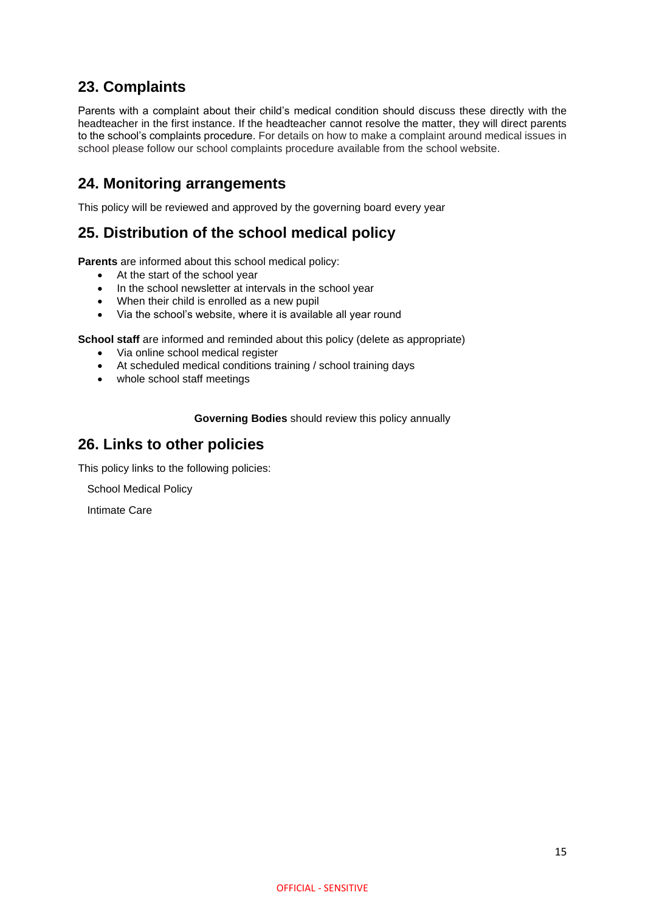## 23. Complaints

Parents with a complaint about their child's medical condition should discuss these directly with the headteacher in the first instance. If the headteacher cannot resolve the matter, they will direct parents to the school's complaints procedure. For details on how to make a complaint around medical issues in school please follow our school complaints procedure available from the school website.

## 24. Monitoring arrangements

This policy will be reviewed and approved by the governing board every year

## 25. Distribution of the school medical policy

**Parents** are informed about this school medical policy:

- At the start of the school year
- In the school newsletter at intervals in the school year
- When their child is enrolled as a new pupil
- Via the school's website, where it is available all year round

**School staff** are informed and reminded about this policy (delete as appropriate)

- Via online school medical register
- At scheduled medical conditions training / school training days
- whole school staff meetings

**Governing Bodies** should review this policy annually

## 26. Links to other policies

This policy links to the following policies:

School Medical Policy

Intimate Care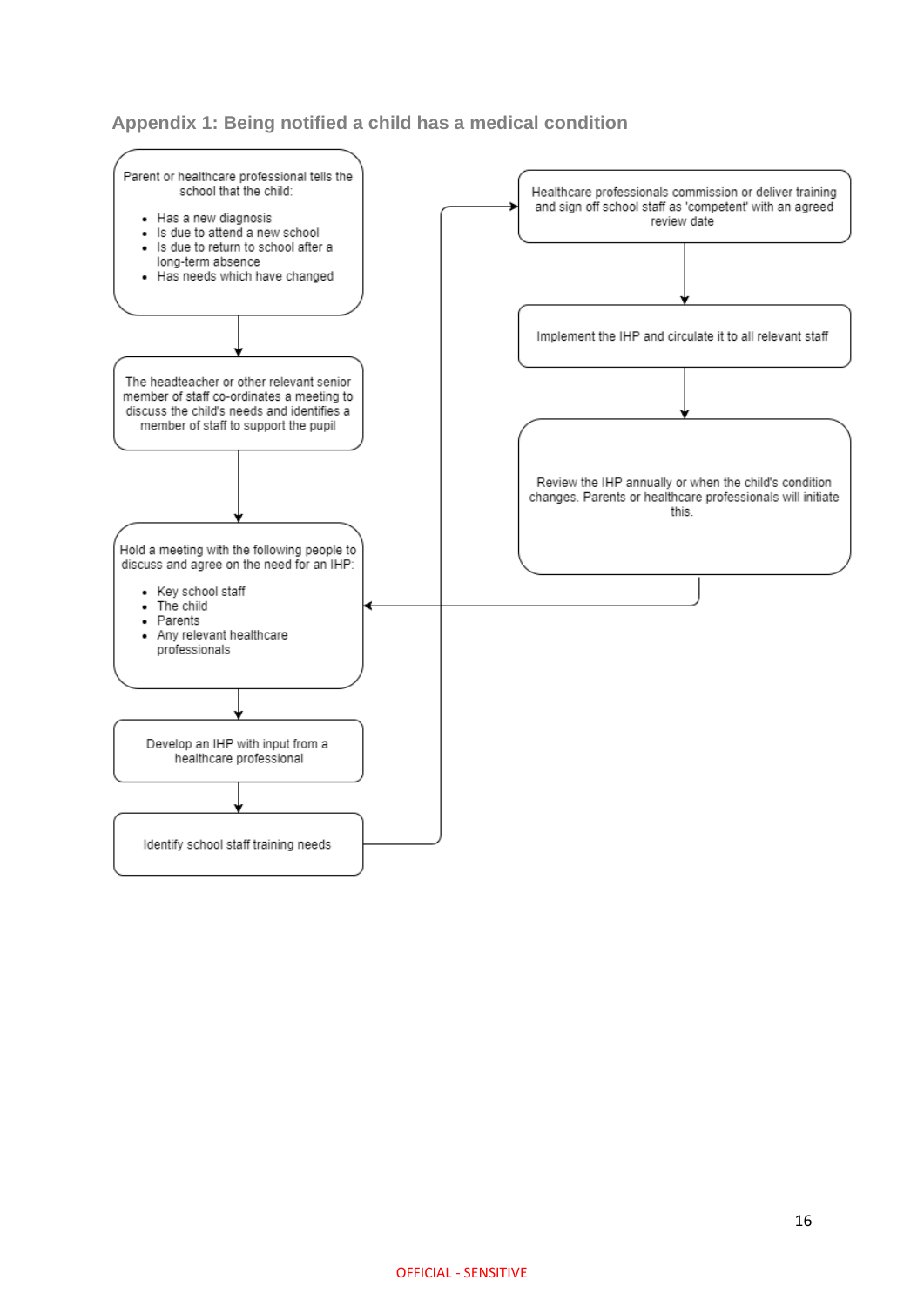## Appendix 1: Being notified a child has a medical condition

Parent or healthcare professional tells the school that the child:

- Has a new diagnosis
- Is due to attend a new school
- Is due to return to school after a long-term absence
- Has needs which have changed

The headteacher or other relevant senior member of staff co-ordinates a meeting to discuss the child's needs and identifies a member of staff to support the pupil

Hold a meeting with the following people to discuss and agree on the need for an IHP:

- Key school staff
- The child
- Parents
- Any relevant healthcare professionals

Develop an IHP with input from a healthcare professional

Identify school staff training needs

Healthcare professionals commission or deliver training and sign off school staff as 'competent' with an agreed review date

Implement the IHP and circulate it to all relevant staff

Review the IHP annually or when the child's condition changes. Parents or healthcare professionals will initiate this.

OFFICIAL - SENSITIVE